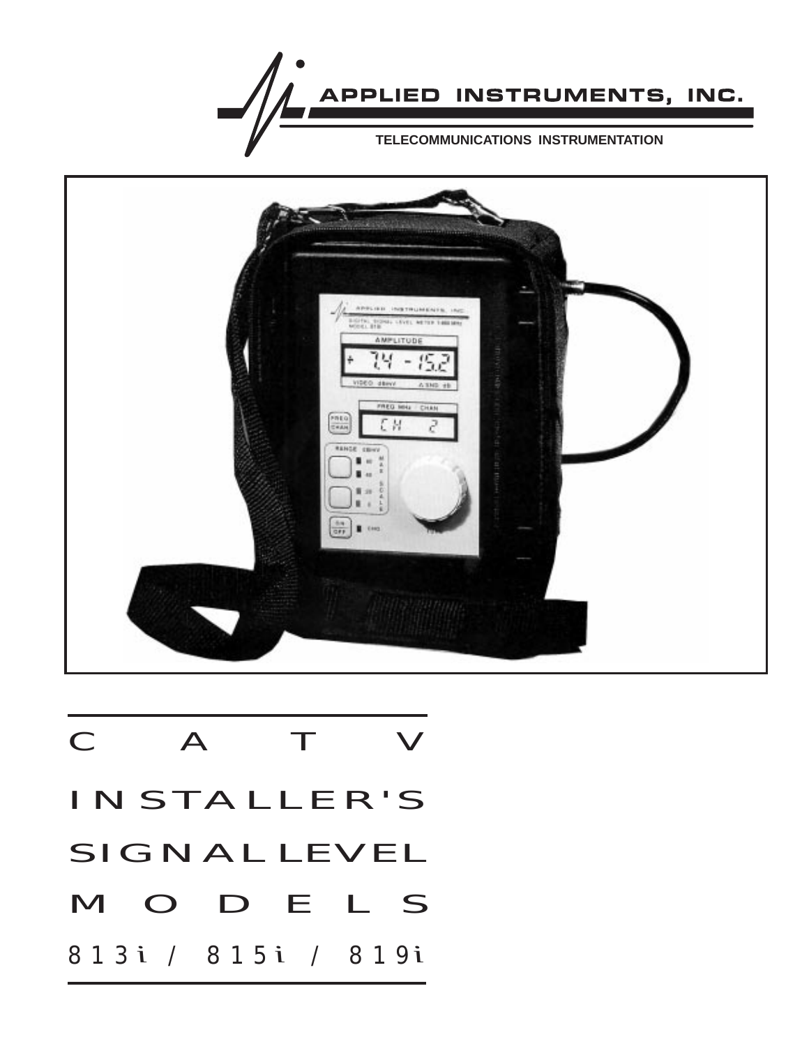APPLIED INSTRUMENTS, INC.

TELECOMMUNICATIONS INSTRUMENTATION

# CATV INSTALLER'S SIGNAL LEVEL MODELS

## 813i / 815i / 819i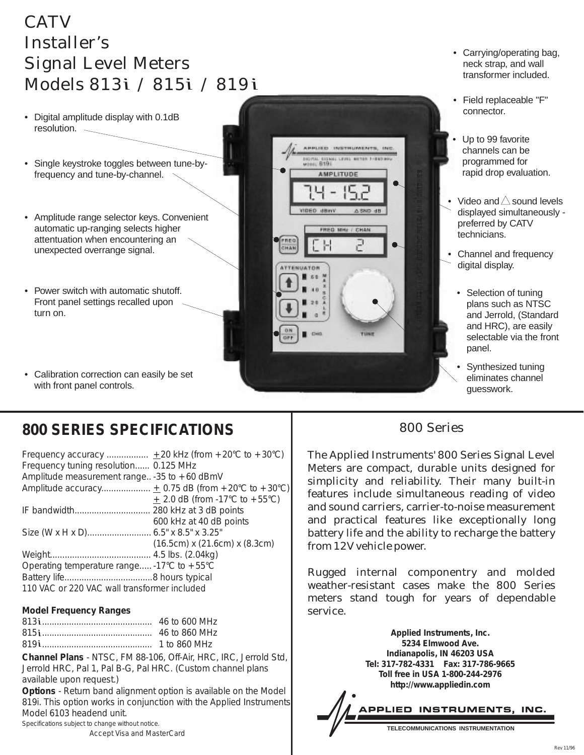# CATV Installer's Signal Level Meters Models 813i / 815i / 819i

- Digital amplitude display with 0.1dB resolution.
- Single keystroke toggles between tune-by-frequency and tune-by-channel.
- Amplitude range selector keys. Convenient automatic up-ranging selects higher attentuation when encountering an unexpected overrange signal.
- Power switch with automatic shutoff. Front panel settings recalled upon turn on.
- Calibration correction can easily be set with front panel controls.
- Carrying/operating bag, neck strap, and wall transformer included.
- Field replaceable "F" connector.
- Up to 99 favorite channels can be programmed for rapid drop evaluation.
- Video and △ sound levels displayed simultaneously - preferred by CATV technicians.
- Channel and frequency digital display.
- Selection of tuning plans such as NTSC and Jerrold, (Standard and HRC), are easily selectable via the front panel.
- Synthesized tuning eliminates channel guesswork.

APPLIED INSTRUMENTS, INC.
DIGITAL SIGNAL LEVEL METER 1-860 MHz
MODEL 819i
AMPLITUDE
7.4 - 15.2
VIDEO dBmV △ SND dB
FREQ MHz / CHAN
CH 2
FREQ CHAN
ATTENUATOR
60 40 20 0
MAX SCALE
ON OFF
CHG
TUNE

## 800 SERIES SPECIFICATIONS

Frequency accuracy ................. ±20 kHz (from +20°C to +30°C)
Frequency tuning resolution...... 0.125 MHz
Amplitude measurement range.. -35 to +60 dBmV
Amplitude accuracy.................... ± 0.75 dB (from +20°C to +30°C)
± 2.0 dB (from -17°C to +55°C)
IF bandwidth............................... 280 kHz at 3 dB points
600 kHz at 40 dB points
Size (W x H x D).......................... 6.5" x 8.5" x 3.25"
(16.5cm) x (21.6cm) x (8.3cm)
Weight......................................... 4.5 lbs. (2.04kg)
Operating temperature range..... -17°C to +55°C
Battery life....................................8 hours typical
110 VAC or 220 VAC wall transformer included

**Model Frequency Ranges**

813i............................................ 46 to 600 MHz
815i............................................ 46 to 860 MHz
819i............................................ 1 to 860 MHz

**Channel Plans** - NTSC, FM 88-106, Off-Air, HRC, IRC, Jerrold Std, Jerrold HRC, Pal 1, Pal B-G, Pal HRC. (Custom channel plans available upon request.)

**Options** - Return band alignment option is available on the Model 819i. This option works in conjunction with the Applied Instruments Model 6103 headend unit.

Specifications subject to change without notice.

Accept Visa and MasterCard

## 800 Series

The Applied Instruments' 800 Series Signal Level Meters are compact, durable units designed for simplicity and reliability. Their many built-in features include simultaneous reading of video and sound carriers, carrier-to-noise measurement and practical features like exceptionally long battery life and the ability to recharge the battery from 12V vehicle power.

Rugged internal componentry and molded weather-resistant cases make the 800 Series meters stand tough for years of dependable service.

**Applied Instruments, Inc.**
**5234 Elmwood Ave.**
**Indianapolis, IN 46203 USA**
**Tel: 317-782-4331 Fax: 317-786-9665**
**Toll free in USA 1-800-244-2976**
**http://www.appliedin.com**

APPLIED INSTRUMENTS, INC.
TELECOMMUNICATIONS INSTRUMENTATION

Rev 11/96